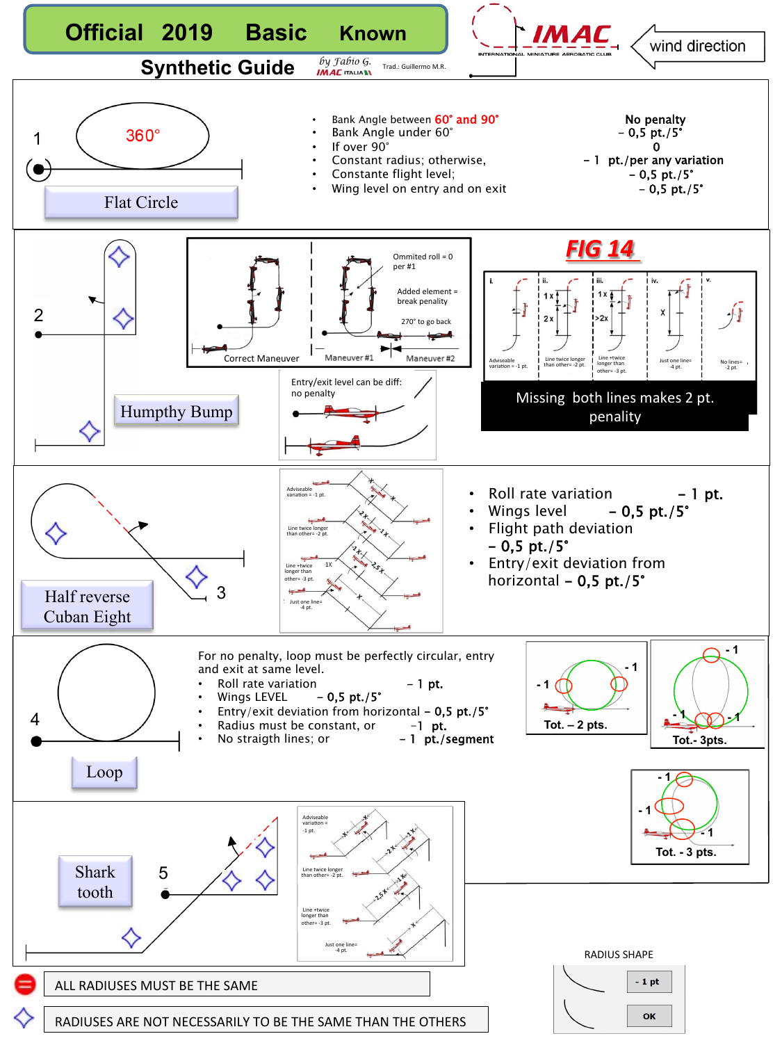# Official 2019 Basic Known

## Synthetic Guide

*by Fabio G.* IMAC ITALIA

Trad.: Guillermo M.R.

IMAC — INTERNATIONAL MINIATURE AEROBATIC CLUB

wind direction

---

## 1 — Flat Circle

360°

- Bank Angle between 60° and 90° — No penalty
- Bank Angle under 60° — – 0,5 pt./5°
- If over 90° — 0
- Constant radius; otherwise, — – 1 pt./per any variation
- Constante flight level; — – 0,5 pt./5°
- Wing level on entry and on exit — – 0,5 pt./5°

---

## 2 — Humpthy Bump

Correct Maneuver — Maneuver #1 — Maneuver #2

Ommited roll = 0 per #1

Added element = break penalty

270° to go back

Entry/exit level can be diff: no penalty

### FIG 14

i. Adviseable variation = -1 pt.

ii. 1 x / 2 x — Line twice longer than other= -2 pt.

iii. 1 x / >2x — Line +twice longer than other= -3 pt.

iv. X — Just one line= -4 pt.

v. No lines= -2 pt.

Missing both lines makes 2 pt. penality

---

## 3 — Half reverse Cuban Eight

Adviseable variation = -1 pt.

Line twice longer than other= -2 pt.

Line +twice longer than other= -3 pt.

Just one line= -4 pt.

- Roll rate variation – 1 pt.
- Wings level – 0,5 pt./5°
- Flight path deviation – 0,5 pt./5°
- Entry/exit deviation from horizontal – 0,5 pt./5°

---

## 4 — Loop

For no penalty, loop must be perfectly circular, entry and exit at same level.

- Roll rate variation – 1 pt.
- Wings LEVEL – 0,5 pt./5°
- Entry/exit deviation from horizontal – 0,5 pt./5°
- Radius must be constant, or –1 pt.
- No straigth lines; or – 1 pt./segment

Tot. – 2 pts.

Tot.- 3pts.

Tot. - 3 pts.

---

## 5 — Shark tooth

Adviseable variation = -1 pt.

Line twice longer than other= -2 pt.

Line +twice longer than other= -3 pt.

Just one line= -4 pt.

---

RADIUS SHAPE: - 1 pt / OK

ALL RADIUSES MUST BE THE SAME

RADIUSES ARE NOT NECESSARILY TO BE THE SAME THAN THE OTHERS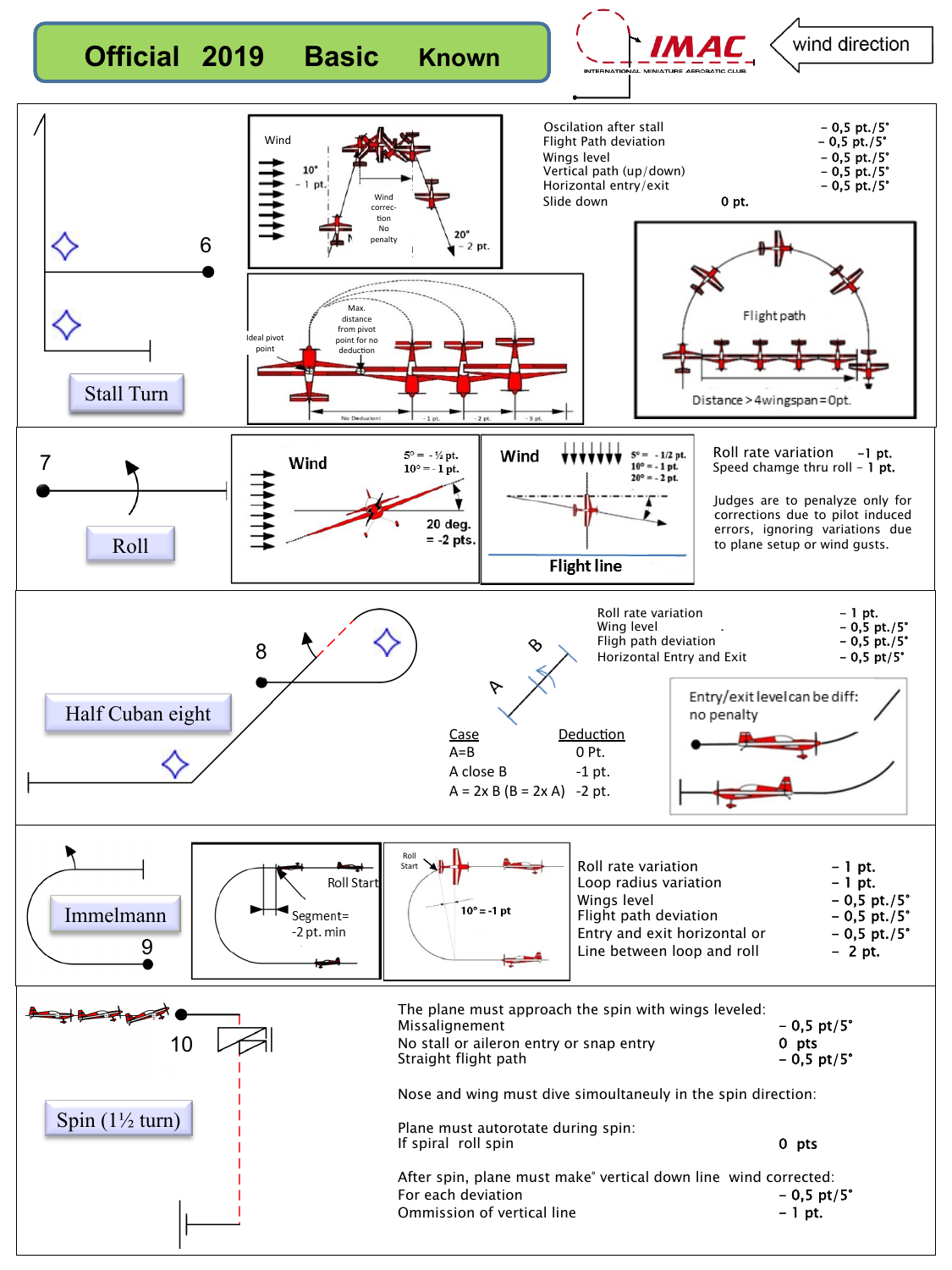# Official 2019 Basic Known

IMAC INTERNATIONAL MINIATURE AEROBATIC CLUB

wind direction

## 6 Stall Turn

Wind

10° – 1 pt.

Wind correction No penalty

20° – 2 pt.

| | |
|---|---|
| Oscilation after stall | – 0,5 pt./5° |
| Flight Path deviation | – 0,5 pt./5° |
| Wings level | – 0,5 pt./5° |
| Vertical path (up/down) | – 0,5 pt./5° |
| Horizontal entry/exit | – 0,5 pt./5° |
| Slide down | 0 pt. |

Ideal pivot point

Max. distance from pivot point for no deduction

No Deduzioni – 1 pt. – 2 pt. – 3 pt.

Flight path

Distance > 4wingspan = 0pt.

## 7 Roll

Wind

5° = – ½ pt.
10° = – 1 pt.

20 deg. = -2 pts.

Wind

5° = – 1/2 pt.
10° = – 1 pt.
20° = – 2 pt.

Flight line

| | |
|---|---|
| Roll rate variation | –1 pt. |
| Speed chamge thru roll | – 1 pt. |

Judges are to penalyze only for corrections due to pilot induced errors, ignoring variations due to plane setup or wind gusts.

## 8 Half Cuban eight

| | |
|---|---|
| Roll rate variation | – 1 pt. |
| Wing level | – 0,5 pt./5° |
| Fligh path deviation | – 0,5 pt./5° |
| Horizontal Entry and Exit | – 0,5 pt/5° |

A B

| Case | Deduction |
|---|---|
| A=B | 0 Pt. |
| A close B | -1 pt. |
| A = 2x B (B = 2x A) | -2 pt. |

Entry/exit level can be diff: no penalty

## 9 Immelmann

Roll Start

Segment= -2 pt. min

Roll Start

10° = -1 pt

| | |
|---|---|
| Roll rate variation | – 1 pt. |
| Loop radius variation | – 1 pt. |
| Wings level | – 0,5 pt./5° |
| Flight path deviation | – 0,5 pt./5° |
| Entry and exit horizontal or | – 0,5 pt./5° |
| Line between loop and roll | – 2 pt. |

## 10 Spin (1½ turn)

The plane must approach the spin with wings leveled:

| | |
|---|---|
| Missalignement | – 0,5 pt/5° |
| No stall or aileron entry or snap entry | 0 pts |
| Straight flight path | – 0,5 pt/5° |

Nose and wing must dive simoultaneuly in the spin direction:

Plane must autorotate during spin:

| | |
|---|---|
| If spiral roll spin | 0 pts |

After spin, plane must make° vertical down line wind corrected:

| | |
|---|---|
| For each deviation | – 0,5 pt/5° |
| Ommission of vertical line | – 1 pt. |